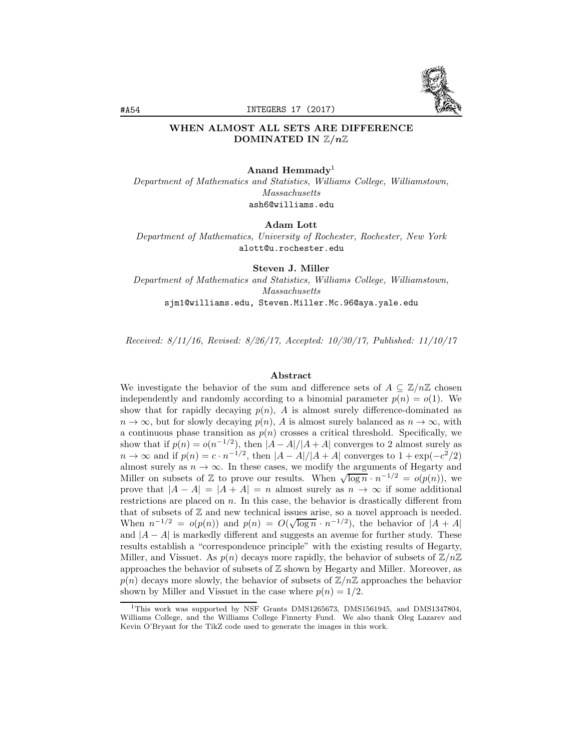# WHEN ALMOST ALL SETS ARE DIFFERENCE DOMINATED IN $\mathbb{Z}/n\mathbb{Z}$

**Anand Hemmady**[1]

*Department of Mathematics and Statistics, Williams College, Williamstown, Massachusetts*

ash6@williams.edu

**Adam Lott**

*Department of Mathematics, University of Rochester, Rochester, New York*

alott@u.rochester.edu

**Steven J. Miller**

*Department of Mathematics and Statistics, Williams College, Williamstown, Massachusetts*

sjm1@williams.edu, Steven.Miller.Mc.96@aya.yale.edu

*Received: 8/11/16, Revised: 8/26/17, Accepted: 10/30/17, Published: 11/10/17*

## Abstract

We investigate the behavior of the sum and difference sets of $A \subseteq \mathbb{Z}/n\mathbb{Z}$ chosen independently and randomly according to a binomial parameter $p(n) = o(1)$. We show that for rapidly decaying $p(n)$, $A$ is almost surely difference-dominated as $n \to \infty$, but for slowly decaying $p(n)$, $A$ is almost surely balanced as $n \to \infty$, with a continuous phase transition as $p(n)$ crosses a critical threshold. Specifically, we show that if $p(n) = o(n^{-1/2})$, then $|A - A|/|A + A|$ converges to 2 almost surely as $n \to \infty$ and if $p(n) = c \cdot n^{-1/2}$, then $|A - A|/|A + A|$ converges to $1 + \exp(-c^2/2)$ almost surely as $n \to \infty$. In these cases, we modify the arguments of Hegarty and Miller on subsets of $\mathbb{Z}$ to prove our results. When $\sqrt{\log n} \cdot n^{-1/2} = o(p(n))$, we prove that $|A - A| = |A + A| = n$ almost surely as $n \to \infty$ if some additional restrictions are placed on $n$. In this case, the behavior is drastically different from that of subsets of $\mathbb{Z}$ and new technical issues arise, so a novel approach is needed. When $n^{-1/2} = o(p(n))$ and $p(n) = O(\sqrt{\log n} \cdot n^{-1/2})$, the behavior of $|A + A|$ and $|A - A|$ is markedly different and suggests an avenue for further study. These results establish a "correspondence principle" with the existing results of Hegarty, Miller, and Vissuet. As $p(n)$ decays more rapidly, the behavior of subsets of $\mathbb{Z}/n\mathbb{Z}$ approaches the behavior of subsets of $\mathbb{Z}$ shown by Hegarty and Miller. Moreover, as $p(n)$ decays more slowly, the behavior of subsets of $\mathbb{Z}/n\mathbb{Z}$ approaches the behavior shown by Miller and Vissuet in the case where $p(n) = 1/2$.

---

[1] This work was supported by NSF Grants DMS1265673, DMS1561945, and DMS1347804, Williams College, and the Williams College Finnerty Fund. We also thank Oleg Lazarev and Kevin O'Bryant for the TikZ code used to generate the images in this work.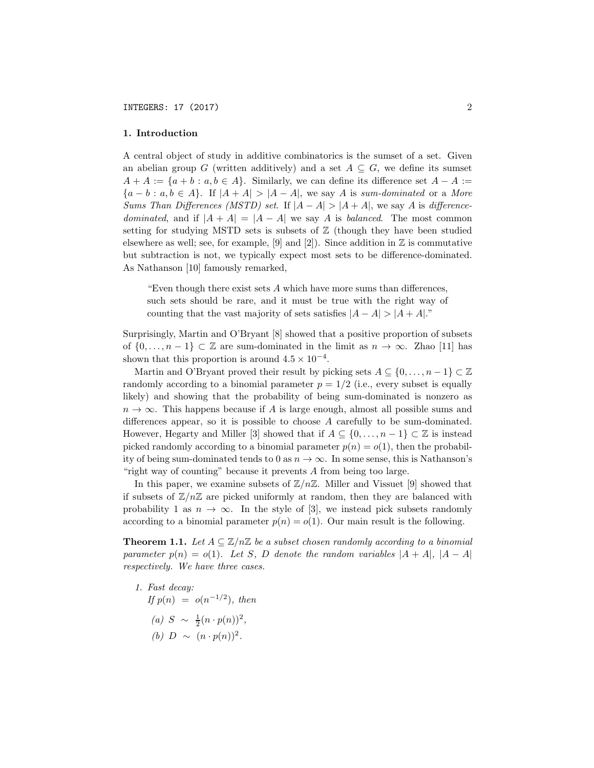## 1. Introduction

A central object of study in additive combinatorics is the sumset of a set. Given an abelian group $G$ (written additively) and a set $A \subseteq G$, we define its sumset $A + A := \{a + b : a, b \in A\}$. Similarly, we can define its difference set $A - A := \{a - b : a, b \in A\}$. If $|A + A| > |A - A|$, we say $A$ is *sum-dominated* or a *More Sums Than Differences (MSTD) set*. If $|A - A| > |A + A|$, we say $A$ is *difference-dominated*, and if $|A + A| = |A - A|$ we say $A$ is *balanced*. The most common setting for studying MSTD sets is subsets of $\mathbb{Z}$ (though they have been studied elsewhere as well; see, for example, [9] and [2]). Since addition in $\mathbb{Z}$ is commutative but subtraction is not, we typically expect most sets to be difference-dominated. As Nathanson [10] famously remarked,

> "Even though there exist sets $A$ which have more sums than differences, such sets should be rare, and it must be true with the right way of counting that the vast majority of sets satisfies $|A - A| > |A + A|$."

Surprisingly, Martin and O'Bryant [8] showed that a positive proportion of subsets of $\{0, \ldots, n-1\} \subset \mathbb{Z}$ are sum-dominated in the limit as $n \to \infty$. Zhao [11] has shown that this proportion is around $4.5 \times 10^{-4}$.

Martin and O'Bryant proved their result by picking sets $A \subseteq \{0, \ldots, n-1\} \subset \mathbb{Z}$ randomly according to a binomial parameter $p = 1/2$ (i.e., every subset is equally likely) and showing that the probability of being sum-dominated is nonzero as $n \to \infty$. This happens because if $A$ is large enough, almost all possible sums and differences appear, so it is possible to choose $A$ carefully to be sum-dominated. However, Hegarty and Miller [3] showed that if $A \subseteq \{0, \ldots, n-1\} \subset \mathbb{Z}$ is instead picked randomly according to a binomial parameter $p(n) = o(1)$, then the probability of being sum-dominated tends to 0 as $n \to \infty$. In some sense, this is Nathanson's "right way of counting" because it prevents $A$ from being too large.

In this paper, we examine subsets of $\mathbb{Z}/n\mathbb{Z}$. Miller and Vissuet [9] showed that if subsets of $\mathbb{Z}/n\mathbb{Z}$ are picked uniformly at random, then they are balanced with probability 1 as $n \to \infty$. In the style of [3], we instead pick subsets randomly according to a binomial parameter $p(n) = o(1)$. Our main result is the following.

**Theorem 1.1.** *Let $A \subseteq \mathbb{Z}/n\mathbb{Z}$ be a subset chosen randomly according to a binomial parameter $p(n) = o(1)$. Let $S$, $D$ denote the random variables $|A + A|$, $|A - A|$ respectively. We have three cases.*

1. *Fast decay:*
   *If $p(n) = o(n^{-1/2})$, then*
   
   *(a) $S \sim \frac{1}{2}(n \cdot p(n))^2$,*
   
   *(b) $D \sim (n \cdot p(n))^2$.*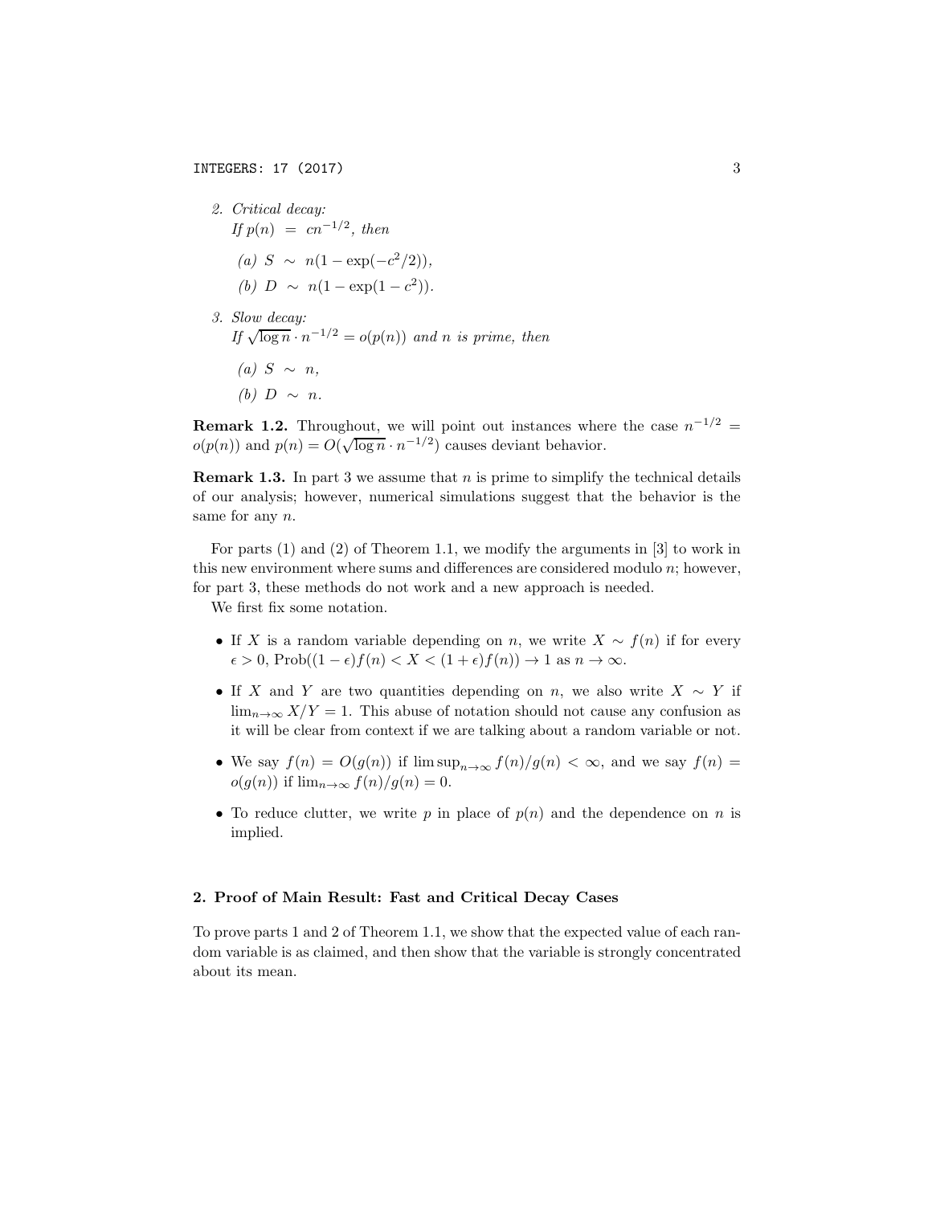2. *Critical decay:*
   *If* $p(n) = cn^{-1/2}$*, then*

   (a) $S \sim n(1 - \exp(-c^2/2))$,

   (b) $D \sim n(1 - \exp(1 - c^2))$.

3. *Slow decay:*
   *If* $\sqrt{\log n} \cdot n^{-1/2} = o(p(n))$ *and* $n$ *is prime, then*

   (a) $S \sim n$,

   (b) $D \sim n$.

**Remark 1.2.** Throughout, we will point out instances where the case $n^{-1/2} = o(p(n))$ and $p(n) = O(\sqrt{\log n} \cdot n^{-1/2})$ causes deviant behavior.

**Remark 1.3.** In part 3 we assume that $n$ is prime to simplify the technical details of our analysis; however, numerical simulations suggest that the behavior is the same for any $n$.

For parts (1) and (2) of Theorem 1.1, we modify the arguments in [3] to work in this new environment where sums and differences are considered modulo $n$; however, for part 3, these methods do not work and a new approach is needed.

We first fix some notation.

- If $X$ is a random variable depending on $n$, we write $X \sim f(n)$ if for every $\epsilon > 0$, $\text{Prob}((1-\epsilon)f(n) < X < (1+\epsilon)f(n)) \to 1$ as $n \to \infty$.
- If $X$ and $Y$ are two quantities depending on $n$, we also write $X \sim Y$ if $\lim_{n\to\infty} X/Y = 1$. This abuse of notation should not cause any confusion as it will be clear from context if we are talking about a random variable or not.
- We say $f(n) = O(g(n))$ if $\limsup_{n\to\infty} f(n)/g(n) < \infty$, and we say $f(n) = o(g(n))$ if $\lim_{n\to\infty} f(n)/g(n) = 0$.
- To reduce clutter, we write $p$ in place of $p(n)$ and the dependence on $n$ is implied.

## 2. Proof of Main Result: Fast and Critical Decay Cases

To prove parts 1 and 2 of Theorem 1.1, we show that the expected value of each random variable is as claimed, and then show that the variable is strongly concentrated about its mean.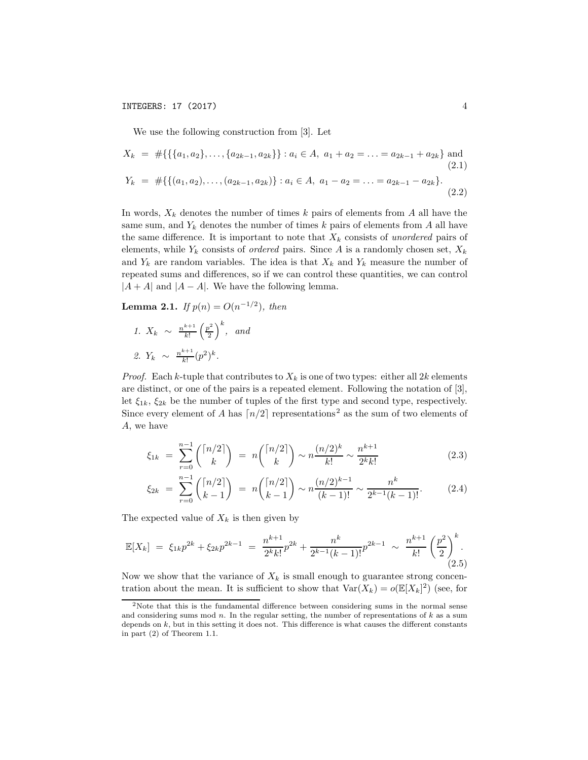We use the following construction from [3]. Let

$$X_k \;=\; \#\{\{\{a_1,a_2\},\ldots,\{a_{2k-1},a_{2k}\}\} : a_i \in A,\ a_1+a_2=\ldots=a_{2k-1}+a_{2k}\} \text{ and} \tag{2.1}$$

$$Y_k \;=\; \#\{\{(a_1,a_2),\ldots,(a_{2k-1},a_{2k})\} : a_i \in A,\ a_1-a_2=\ldots=a_{2k-1}-a_{2k}\}. \tag{2.2}$$

In words, $X_k$ denotes the number of times $k$ pairs of elements from $A$ all have the same sum, and $Y_k$ denotes the number of times $k$ pairs of elements from $A$ all have the same difference. It is important to note that $X_k$ consists of *unordered* pairs of elements, while $Y_k$ consists of *ordered* pairs. Since $A$ is a randomly chosen set, $X_k$ and $Y_k$ are random variables. The idea is that $X_k$ and $Y_k$ measure the number of repeated sums and differences, so if we can control these quantities, we can control $|A+A|$ and $|A-A|$. We have the following lemma.

**Lemma 2.1.** *If $p(n) = O(n^{-1/2})$, then*

1. $X_k \;\sim\; \frac{n^{k+1}}{k!}\left(\frac{p^2}{2}\right)^k$, *and*
2. $Y_k \;\sim\; \frac{n^{k+1}}{k!}(p^2)^k$.

*Proof.* Each $k$-tuple that contributes to $X_k$ is one of two types: either all $2k$ elements are distinct, or one of the pairs is a repeated element. Following the notation of [3], let $\xi_{1k}$, $\xi_{2k}$ be the number of tuples of the first type and second type, respectively. Since every element of $A$ has $\lceil n/2 \rceil$ representations[2] as the sum of two elements of $A$, we have

$$\xi_{1k} \;=\; \sum_{r=0}^{n-1}\binom{\lceil n/2\rceil}{k} \;=\; n\binom{\lceil n/2\rceil}{k} \sim n\frac{(n/2)^k}{k!} \sim \frac{n^{k+1}}{2^k k!} \tag{2.3}$$

$$\xi_{2k} \;=\; \sum_{r=0}^{n-1}\binom{\lceil n/2\rceil}{k-1} \;=\; n\binom{\lceil n/2\rceil}{k-1} \sim n\frac{(n/2)^{k-1}}{(k-1)!} \sim \frac{n^k}{2^{k-1}(k-1)!}. \tag{2.4}$$

The expected value of $X_k$ is then given by

$$\mathbb{E}[X_k] \;=\; \xi_{1k}p^{2k} + \xi_{2k}p^{2k-1} \;=\; \frac{n^{k+1}}{2^k k!}p^{2k} + \frac{n^k}{2^{k-1}(k-1)!}p^{2k-1} \;\sim\; \frac{n^{k+1}}{k!}\left(\frac{p^2}{2}\right)^k. \tag{2.5}$$

Now we show that the variance of $X_k$ is small enough to guarantee strong concentration about the mean. It is sufficient to show that $\mathrm{Var}(X_k) = o(\mathbb{E}[X_k]^2)$ (see, for

---

[2] Note that this is the fundamental difference between considering sums in the normal sense and considering sums mod $n$. In the regular setting, the number of representations of $k$ as a sum depends on $k$, but in this setting it does not. This difference is what causes the different constants in part (2) of Theorem 1.1.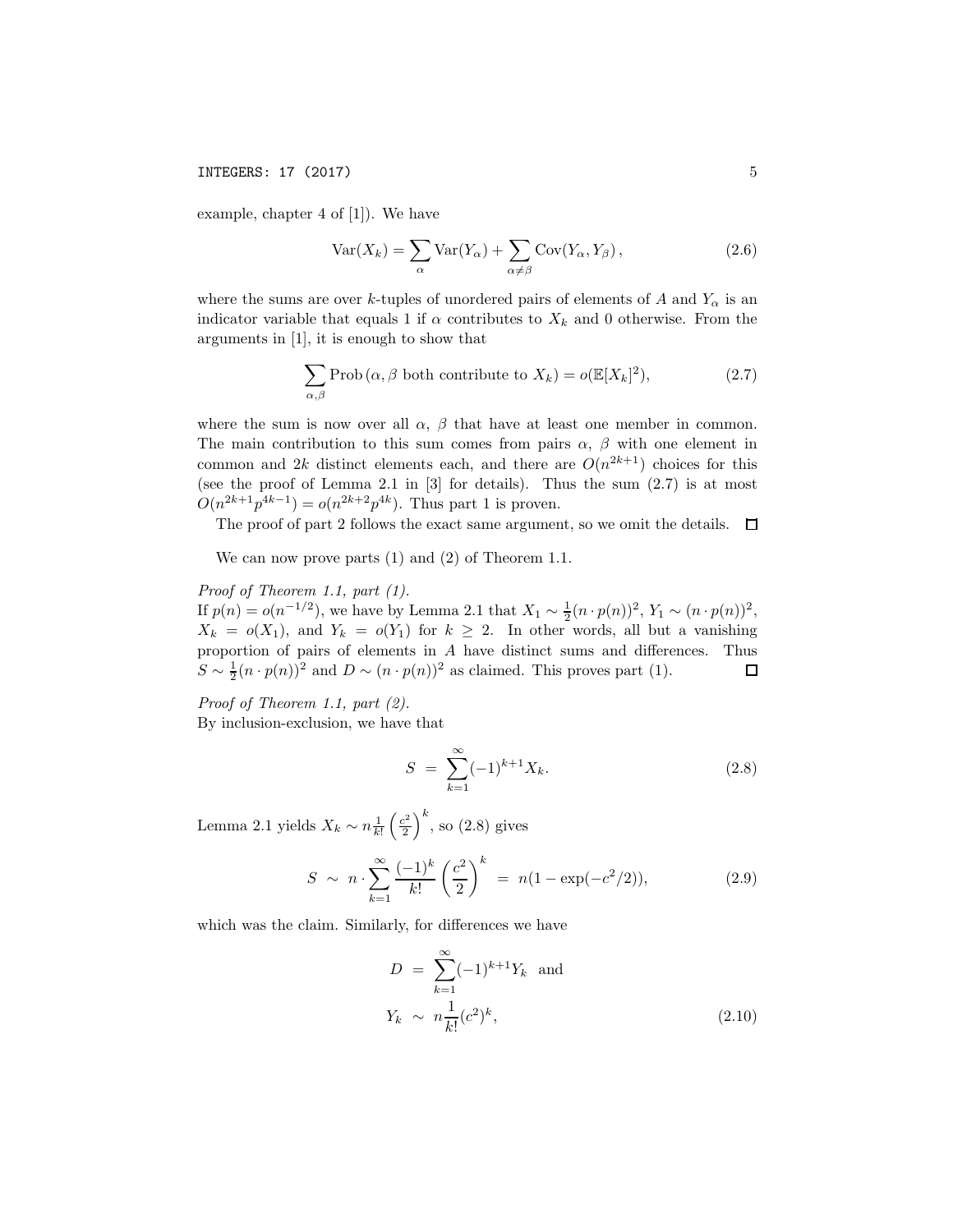example, chapter 4 of [1]). We have

$$\operatorname{Var}(X_k) = \sum_{\alpha} \operatorname{Var}(Y_\alpha) + \sum_{\alpha \neq \beta} \operatorname{Cov}(Y_\alpha, Y_\beta)\,, \tag{2.6}$$

where the sums are over $k$-tuples of unordered pairs of elements of $A$ and $Y_\alpha$ is an indicator variable that equals 1 if $\alpha$ contributes to $X_k$ and 0 otherwise. From the arguments in [1], it is enough to show that

$$\sum_{\alpha,\beta} \operatorname{Prob}\left(\alpha, \beta \text{ both contribute to } X_k\right) = o(\mathbb{E}[X_k]^2), \tag{2.7}$$

where the sum is now over all $\alpha$, $\beta$ that have at least one member in common. The main contribution to this sum comes from pairs $\alpha$, $\beta$ with one element in common and $2k$ distinct elements each, and there are $O(n^{2k+1})$ choices for this (see the proof of Lemma 2.1 in [3] for details). Thus the sum (2.7) is at most $O(n^{2k+1}p^{4k-1}) = o(n^{2k+2}p^{4k})$. Thus part 1 is proven.

The proof of part 2 follows the exact same argument, so we omit the details. $\square$

We can now prove parts (1) and (2) of Theorem 1.1.

*Proof of Theorem 1.1, part (1).*
If $p(n) = o(n^{-1/2})$, we have by Lemma 2.1 that $X_1 \sim \frac{1}{2}(n \cdot p(n))^2$, $Y_1 \sim (n \cdot p(n))^2$, $X_k = o(X_1)$, and $Y_k = o(Y_1)$ for $k \geq 2$. In other words, all but a vanishing proportion of pairs of elements in $A$ have distinct sums and differences. Thus $S \sim \frac{1}{2}(n \cdot p(n))^2$ and $D \sim (n \cdot p(n))^2$ as claimed. This proves part (1). $\square$

*Proof of Theorem 1.1, part (2).*
By inclusion-exclusion, we have that

$$S \;=\; \sum_{k=1}^{\infty} (-1)^{k+1} X_k. \tag{2.8}$$

Lemma 2.1 yields $X_k \sim n \frac{1}{k!}\left(\frac{c^2}{2}\right)^k$, so (2.8) gives

$$S \;\sim\; n \cdot \sum_{k=1}^{\infty} \frac{(-1)^k}{k!}\left(\frac{c^2}{2}\right)^k \;=\; n(1 - \exp(-c^2/2)), \tag{2.9}$$

which was the claim. Similarly, for differences we have

$$\begin{aligned} D \;&=\; \sum_{k=1}^{\infty} (-1)^{k+1} Y_k \quad \text{and} \\ Y_k \;&\sim\; n \frac{1}{k!}(c^2)^k, \end{aligned} \tag{2.10}$$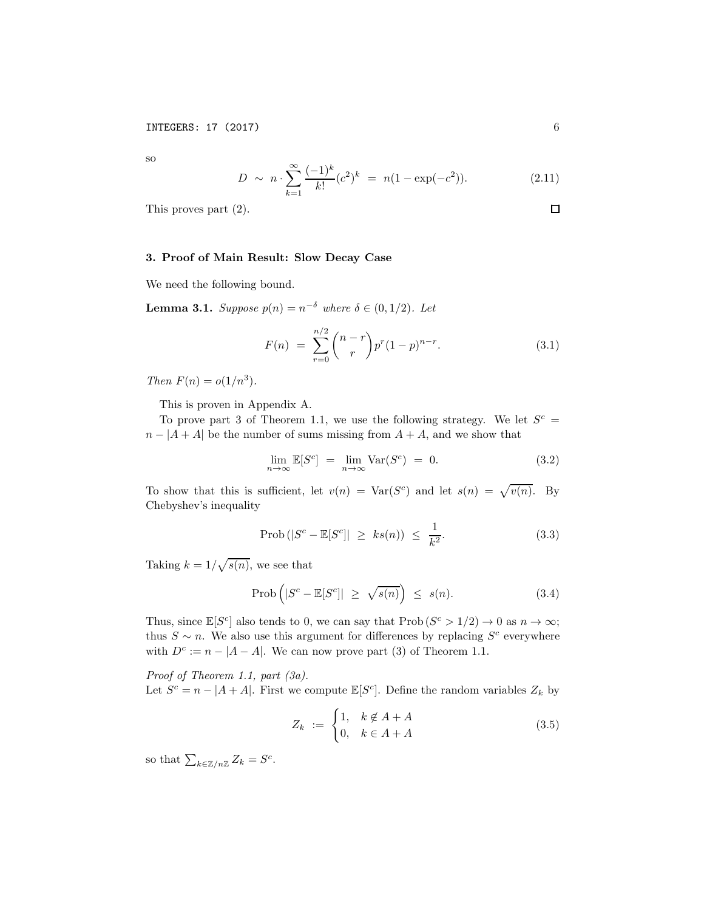so

$$D \ \sim \ n \cdot \sum_{k=1}^{\infty} \frac{(-1)^k}{k!}(c^2)^k \ = \ n(1 - \exp(-c^2)). \tag{2.11}$$

This proves part (2). □

## 3. Proof of Main Result: Slow Decay Case

We need the following bound.

**Lemma 3.1.** *Suppose $p(n) = n^{-\delta}$ where $\delta \in (0, 1/2)$. Let*

$$F(n) \ = \ \sum_{r=0}^{n/2} \binom{n-r}{r} p^r (1-p)^{n-r}. \tag{3.1}$$

*Then $F(n) = o(1/n^3)$.*

This is proven in Appendix A.

To prove part 3 of Theorem 1.1, we use the following strategy. We let $S^c = n - |A + A|$ be the number of sums missing from $A + A$, and we show that

$$\lim_{n\to\infty} \mathbb{E}[S^c] \ = \ \lim_{n\to\infty} \mathrm{Var}(S^c) \ = \ 0. \tag{3.2}$$

To show that this is sufficient, let $v(n) = \mathrm{Var}(S^c)$ and let $s(n) = \sqrt{v(n)}$. By Chebyshev's inequality

$$\mathrm{Prob}\left(|S^c - \mathbb{E}[S^c]| \ \geq \ ks(n)\right) \ \leq \ \frac{1}{k^2}. \tag{3.3}$$

Taking $k = 1/\sqrt{s(n)}$, we see that

$$\mathrm{Prob}\left(|S^c - \mathbb{E}[S^c]| \ \geq \ \sqrt{s(n)}\right) \ \leq \ s(n). \tag{3.4}$$

Thus, since $\mathbb{E}[S^c]$ also tends to 0, we can say that $\mathrm{Prob}\left(S^c > 1/2\right) \to 0$ as $n \to \infty$; thus $S \sim n$. We also use this argument for differences by replacing $S^c$ everywhere with $D^c := n - |A - A|$. We can now prove part (3) of Theorem 1.1.

*Proof of Theorem 1.1, part (3a).*
Let $S^c = n - |A + A|$. First we compute $\mathbb{E}[S^c]$. Define the random variables $Z_k$ by

$$Z_k \ := \ \begin{cases} 1, & k \notin A + A \\ 0, & k \in A + A \end{cases} \tag{3.5}$$

so that $\sum_{k\in\mathbb{Z}/n\mathbb{Z}} Z_k = S^c$.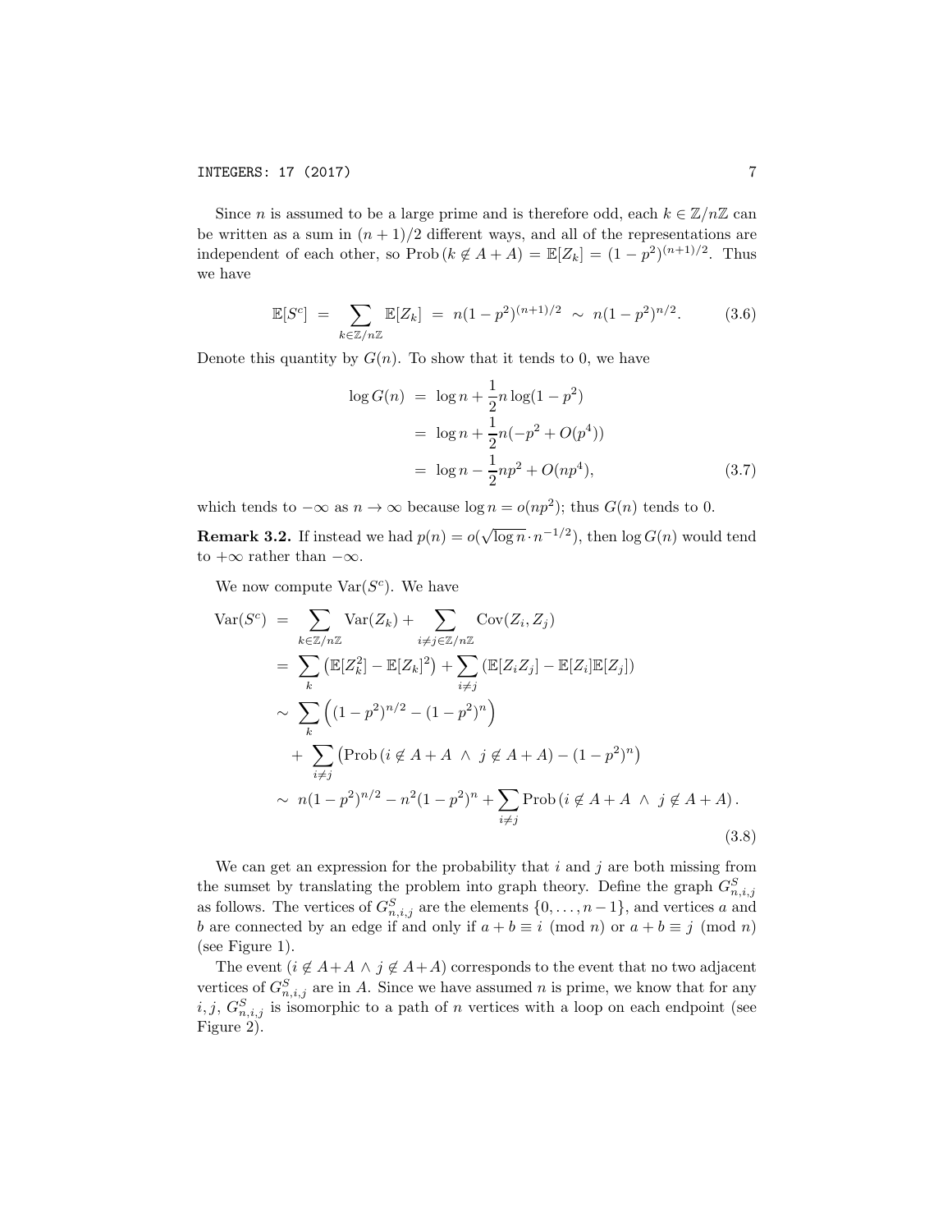Since $n$ is assumed to be a large prime and is therefore odd, each $k \in \mathbb{Z}/n\mathbb{Z}$ can be written as a sum in $(n+1)/2$ different ways, and all of the representations are independent of each other, so $\text{Prob}\,(k \notin A+A) = \mathbb{E}[Z_k] = (1-p^2)^{(n+1)/2}$. Thus we have

$$\mathbb{E}[S^c] \;=\; \sum_{k \in \mathbb{Z}/n\mathbb{Z}} \mathbb{E}[Z_k] \;=\; n(1-p^2)^{(n+1)/2} \;\sim\; n(1-p^2)^{n/2}. \tag{3.6}$$

Denote this quantity by $G(n)$. To show that it tends to 0, we have

$$\begin{aligned}
\log G(n) &= \log n + \frac{1}{2} n \log(1-p^2) \\
&= \log n + \frac{1}{2} n(-p^2 + O(p^4)) \\
&= \log n - \frac{1}{2} np^2 + O(np^4),
\end{aligned} \tag{3.7}$$

which tends to $-\infty$ as $n \to \infty$ because $\log n = o(np^2)$; thus $G(n)$ tends to 0.

**Remark 3.2.** If instead we had $p(n) = o(\sqrt{\log n} \cdot n^{-1/2})$, then $\log G(n)$ would tend to $+\infty$ rather than $-\infty$.

We now compute $\text{Var}(S^c)$. We have

$$\begin{aligned}
\text{Var}(S^c) &= \sum_{k \in \mathbb{Z}/n\mathbb{Z}} \text{Var}(Z_k) + \sum_{i \neq j \in \mathbb{Z}/n\mathbb{Z}} \text{Cov}(Z_i, Z_j) \\
&= \sum_k \left( \mathbb{E}[Z_k^2] - \mathbb{E}[Z_k]^2 \right) + \sum_{i \neq j} \left( \mathbb{E}[Z_i Z_j] - \mathbb{E}[Z_i]\mathbb{E}[Z_j] \right) \\
&\sim \sum_k \Big( (1-p^2)^{n/2} - (1-p^2)^n \Big) \\
&\quad + \sum_{i \neq j} \big( \text{Prob}\,(i \notin A+A \;\wedge\; j \notin A+A) - (1-p^2)^n \big) \\
&\sim n(1-p^2)^{n/2} - n^2(1-p^2)^n + \sum_{i \neq j} \text{Prob}\,(i \notin A+A \;\wedge\; j \notin A+A).
\end{aligned} \tag{3.8}$$

We can get an expression for the probability that $i$ and $j$ are both missing from the sumset by translating the problem into graph theory. Define the graph $G^S_{n,i,j}$ as follows. The vertices of $G^S_{n,i,j}$ are the elements $\{0, \dots, n-1\}$, and vertices $a$ and $b$ are connected by an edge if and only if $a + b \equiv i \pmod{n}$ or $a + b \equiv j \pmod{n}$ (see Figure 1).

The event $(i \notin A+A \wedge j \notin A+A)$ corresponds to the event that no two adjacent vertices of $G^S_{n,i,j}$ are in $A$. Since we have assumed $n$ is prime, we know that for any $i, j$, $G^S_{n,i,j}$ is isomorphic to a path of $n$ vertices with a loop on each endpoint (see Figure 2).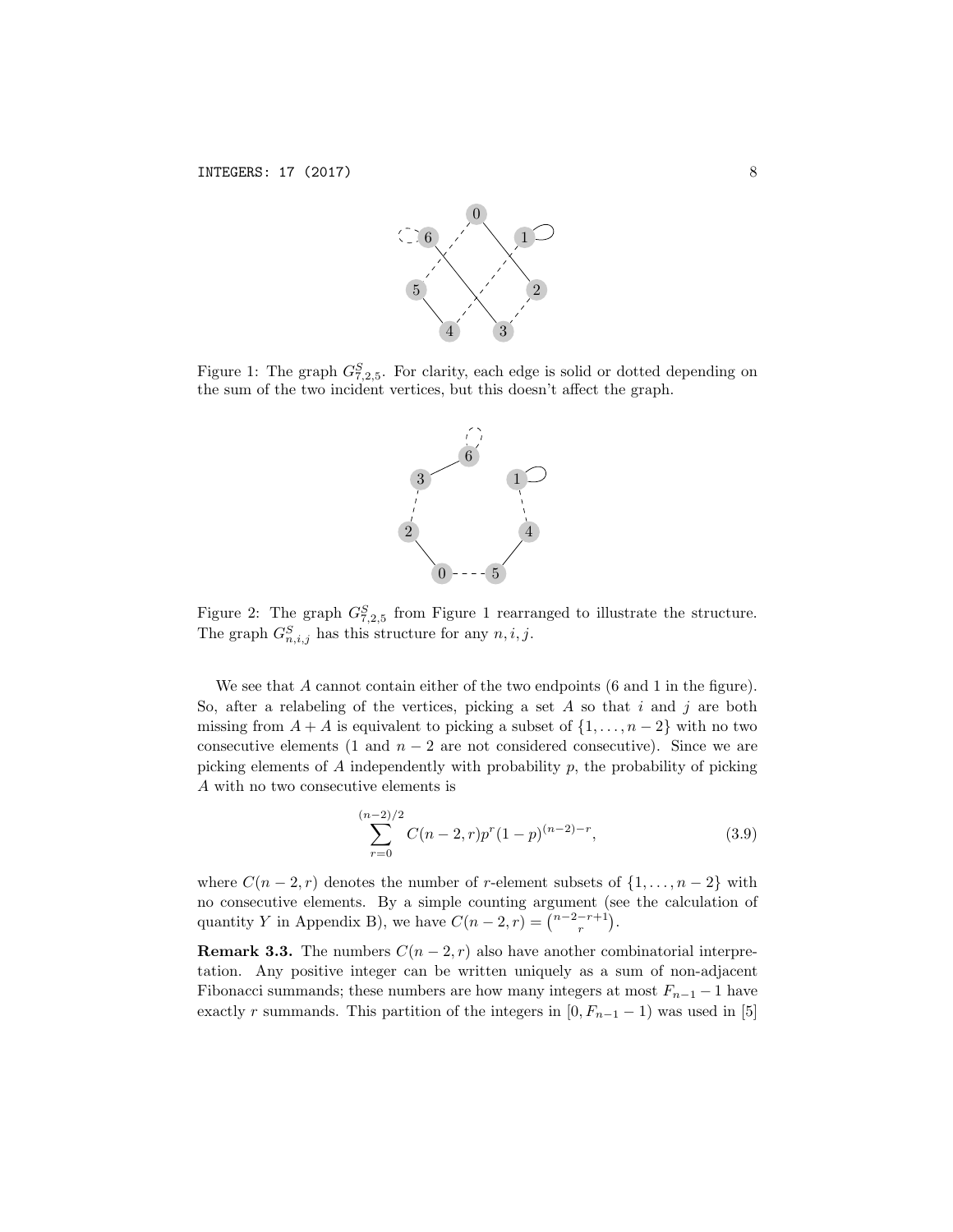Figure 1: The graph $G^S_{7,2,5}$. For clarity, each edge is solid or dotted depending on the sum of the two incident vertices, but this doesn't affect the graph.

Figure 2: The graph $G^S_{7,2,5}$ from Figure 1 rearranged to illustrate the structure. The graph $G^S_{n,i,j}$ has this structure for any $n, i, j$.

We see that $A$ cannot contain either of the two endpoints (6 and 1 in the figure). So, after a relabeling of the vertices, picking a set $A$ so that $i$ and $j$ are both missing from $A + A$ is equivalent to picking a subset of $\{1, \ldots, n-2\}$ with no two consecutive elements (1 and $n-2$ are not considered consecutive). Since we are picking elements of $A$ independently with probability $p$, the probability of picking $A$ with no two consecutive elements is

$$\sum_{r=0}^{(n-2)/2} C(n-2, r) p^r (1-p)^{(n-2)-r}, \tag{3.9}$$

where $C(n-2, r)$ denotes the number of $r$-element subsets of $\{1, \ldots, n-2\}$ with no consecutive elements. By a simple counting argument (see the calculation of quantity $Y$ in Appendix B), we have $C(n-2, r) = \binom{n-2-r+1}{r}$.

**Remark 3.3.** The numbers $C(n-2, r)$ also have another combinatorial interpretation. Any positive integer can be written uniquely as a sum of non-adjacent Fibonacci summands; these numbers are how many integers at most $F_{n-1} - 1$ have exactly $r$ summands. This partition of the integers in $[0, F_{n-1} - 1)$ was used in [5]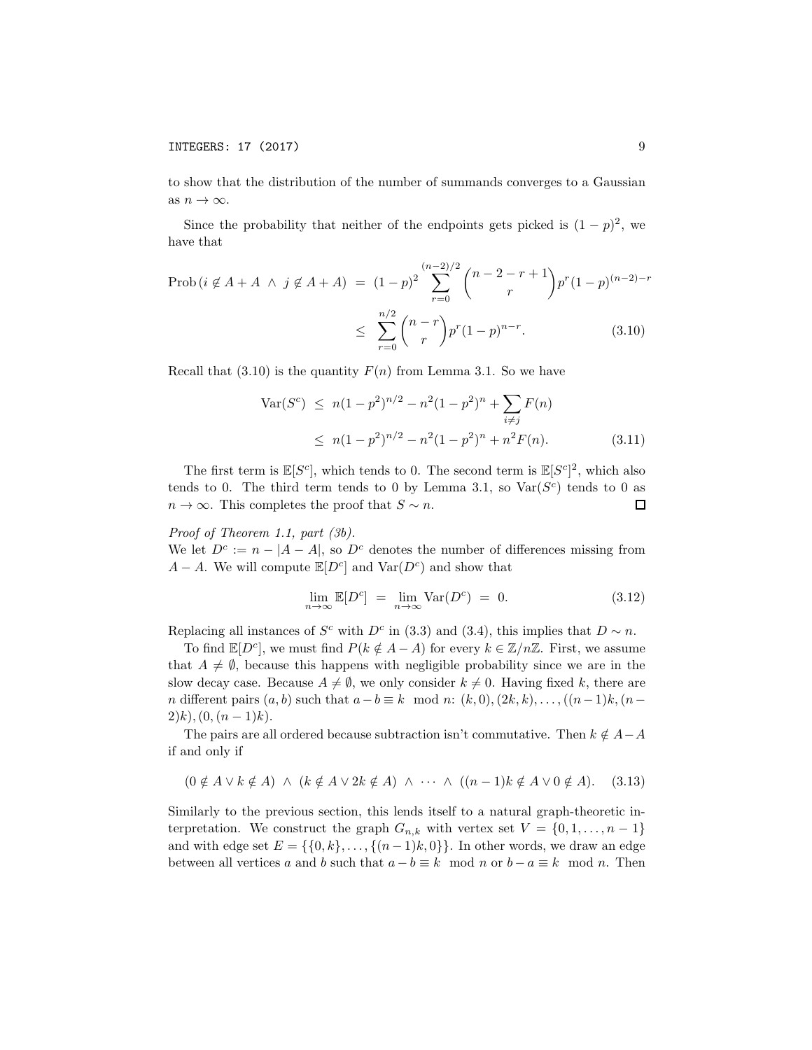to show that the distribution of the number of summands converges to a Gaussian as $n \to \infty$.

Since the probability that neither of the endpoints gets picked is $(1-p)^2$, we have that

$$
\begin{aligned}
\operatorname{Prob}\left(i \notin A+A \;\wedge\; j \notin A+A\right) &= (1-p)^2 \sum_{r=0}^{(n-2)/2} \binom{n-2-r+1}{r} p^r (1-p)^{(n-2)-r} \\
&\leq \sum_{r=0}^{n/2} \binom{n-r}{r} p^r (1-p)^{n-r}. \qquad (3.10)
\end{aligned}
$$

Recall that (3.10) is the quantity $F(n)$ from Lemma 3.1. So we have

$$
\begin{aligned}
\operatorname{Var}(S^c) &\leq n(1-p^2)^{n/2} - n^2(1-p^2)^n + \sum_{i \neq j} F(n) \\
&\leq n(1-p^2)^{n/2} - n^2(1-p^2)^n + n^2 F(n). \qquad (3.11)
\end{aligned}
$$

The first term is $\mathbb{E}[S^c]$, which tends to 0. The second term is $\mathbb{E}[S^c]^2$, which also tends to 0. The third term tends to 0 by Lemma 3.1, so $\operatorname{Var}(S^c)$ tends to 0 as $n \to \infty$. This completes the proof that $S \sim n$. $\square$

*Proof of Theorem 1.1, part (3b).*
We let $D^c := n - |A - A|$, so $D^c$ denotes the number of differences missing from $A - A$. We will compute $\mathbb{E}[D^c]$ and $\operatorname{Var}(D^c)$ and show that

$$
\lim_{n \to \infty} \mathbb{E}[D^c] \;=\; \lim_{n \to \infty} \operatorname{Var}(D^c) \;=\; 0. \qquad (3.12)
$$

Replacing all instances of $S^c$ with $D^c$ in (3.3) and (3.4), this implies that $D \sim n$.

To find $\mathbb{E}[D^c]$, we must find $P(k \notin A - A)$ for every $k \in \mathbb{Z}/n\mathbb{Z}$. First, we assume that $A \neq \emptyset$, because this happens with negligible probability since we are in the slow decay case. Because $A \neq \emptyset$, we only consider $k \neq 0$. Having fixed $k$, there are $n$ different pairs $(a, b)$ such that $a - b \equiv k \mod n$: $(k, 0), (2k, k), \ldots, ((n-1)k, (n-2)k), (0, (n-1)k)$.

The pairs are all ordered because subtraction isn't commutative. Then $k \notin A - A$ if and only if

$$
(0 \notin A \vee k \notin A) \;\wedge\; (k \notin A \vee 2k \notin A) \;\wedge\; \cdots \;\wedge\; ((n-1)k \notin A \vee 0 \notin A). \qquad (3.13)
$$

Similarly to the previous section, this lends itself to a natural graph-theoretic interpretation. We construct the graph $G_{n,k}$ with vertex set $V = \{0, 1, \ldots, n-1\}$ and with edge set $E = \{\{0, k\}, \ldots, \{(n-1)k, 0\}\}$. In other words, we draw an edge between all vertices $a$ and $b$ such that $a - b \equiv k \mod n$ or $b - a \equiv k \mod n$. Then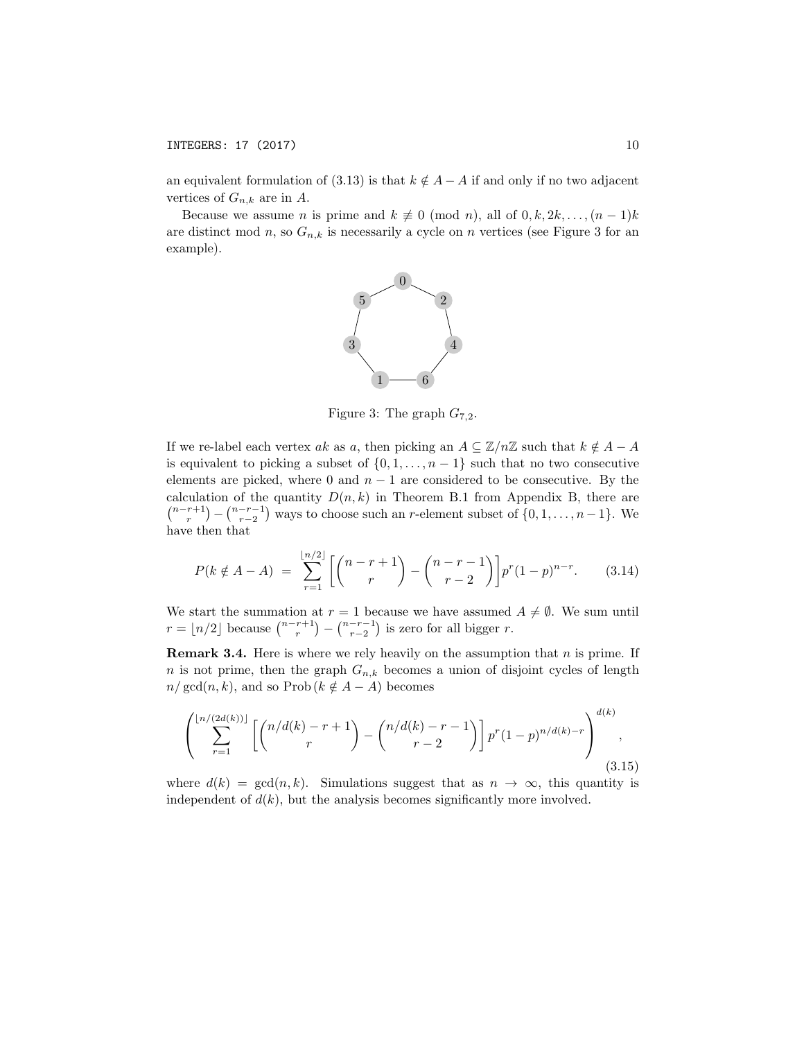an equivalent formulation of (3.13) is that $k \notin A - A$ if and only if no two adjacent vertices of $G_{n,k}$ are in $A$.

Because we assume $n$ is prime and $k \not\equiv 0 \pmod{n}$, all of $0, k, 2k, \ldots, (n-1)k$ are distinct mod $n$, so $G_{n,k}$ is necessarily a cycle on $n$ vertices (see Figure 3 for an example).

Figure 3: The graph $G_{7,2}$.

If we re-label each vertex $ak$ as $a$, then picking an $A \subseteq \mathbb{Z}/n\mathbb{Z}$ such that $k \notin A - A$ is equivalent to picking a subset of $\{0, 1, \ldots, n-1\}$ such that no two consecutive elements are picked, where 0 and $n-1$ are considered to be consecutive. By the calculation of the quantity $D(n, k)$ in Theorem B.1 from Appendix B, there are $\binom{n-r+1}{r} - \binom{n-r-1}{r-2}$ ways to choose such an $r$-element subset of $\{0, 1, \ldots, n-1\}$. We have then that

$$P(k \notin A - A) \;=\; \sum_{r=1}^{\lfloor n/2 \rfloor} \left[ \binom{n-r+1}{r} - \binom{n-r-1}{r-2} \right] p^r (1-p)^{n-r}. \tag{3.14}$$

We start the summation at $r = 1$ because we have assumed $A \neq \emptyset$. We sum until $r = \lfloor n/2 \rfloor$ because $\binom{n-r+1}{r} - \binom{n-r-1}{r-2}$ is zero for all bigger $r$.

**Remark 3.4.** Here is where we rely heavily on the assumption that $n$ is prime. If $n$ is not prime, then the graph $G_{n,k}$ becomes a union of disjoint cycles of length $n/\gcd(n, k)$, and so $\text{Prob}\,(k \notin A - A)$ becomes

$$\left( \sum_{r=1}^{\lfloor n/(2d(k)) \rfloor} \left[ \binom{n/d(k) - r + 1}{r} - \binom{n/d(k) - r - 1}{r-2} \right] p^r (1-p)^{n/d(k) - r} \right)^{d(k)}, \tag{3.15}$$

where $d(k) = \gcd(n, k)$. Simulations suggest that as $n \to \infty$, this quantity is independent of $d(k)$, but the analysis becomes significantly more involved.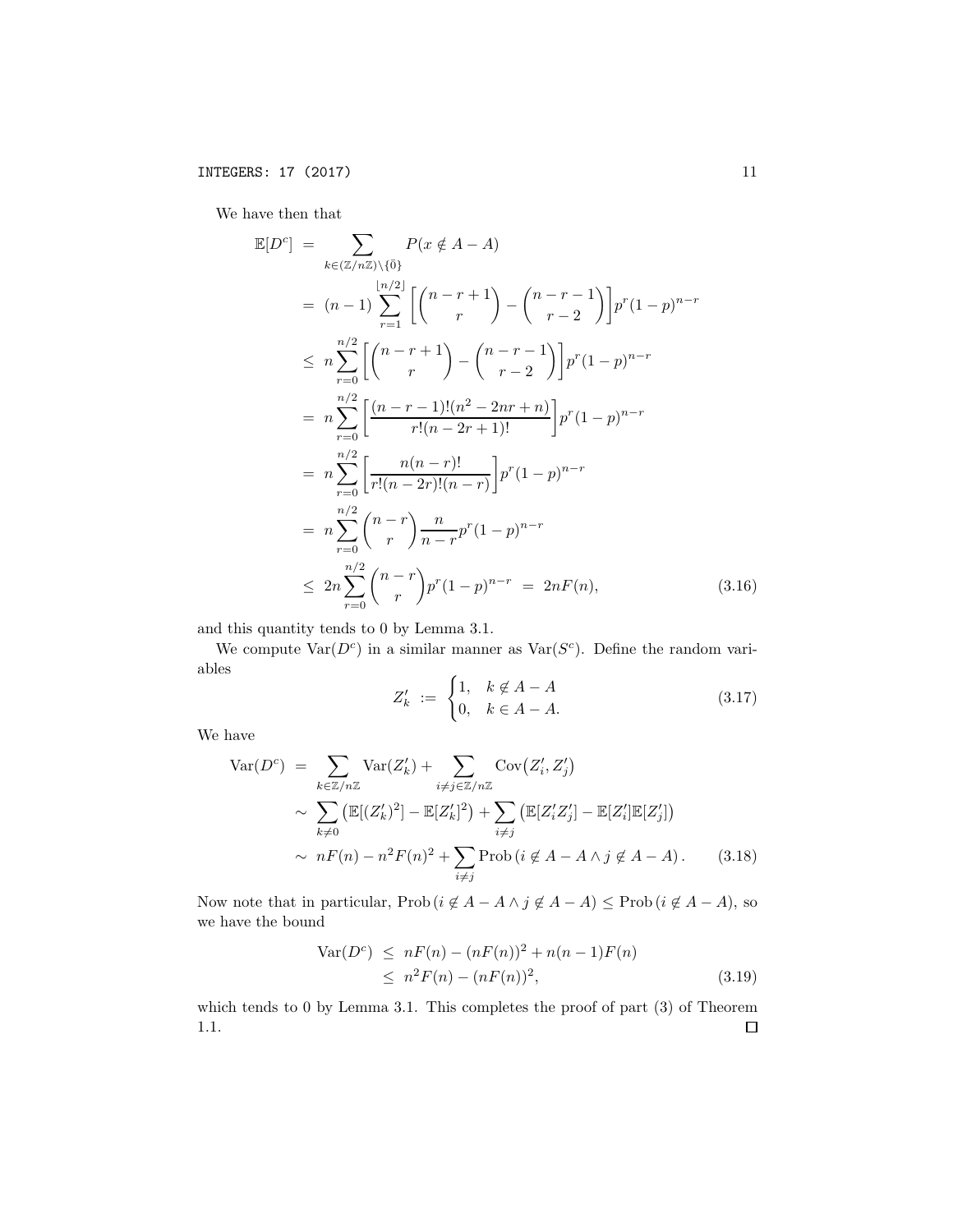We have then that

$$
\begin{aligned}
\mathbb{E}[D^c] &= \sum_{k \in (\mathbb{Z}/n\mathbb{Z}) \setminus \{\bar{0}\}} P(x \notin A - A) \\
&= (n-1) \sum_{r=1}^{\lfloor n/2 \rfloor} \left[ \binom{n-r+1}{r} - \binom{n-r-1}{r-2} \right] p^r (1-p)^{n-r} \\
&\leq n \sum_{r=0}^{n/2} \left[ \binom{n-r+1}{r} - \binom{n-r-1}{r-2} \right] p^r (1-p)^{n-r} \\
&= n \sum_{r=0}^{n/2} \left[ \frac{(n-r-1)!(n^2 - 2nr + n)}{r!(n-2r+1)!} \right] p^r (1-p)^{n-r} \\
&= n \sum_{r=0}^{n/2} \left[ \frac{n(n-r)!}{r!(n-2r)!(n-r)} \right] p^r (1-p)^{n-r} \\
&= n \sum_{r=0}^{n/2} \binom{n-r}{r} \frac{n}{n-r} p^r (1-p)^{n-r} \\
&\leq 2n \sum_{r=0}^{n/2} \binom{n-r}{r} p^r (1-p)^{n-r} \;=\; 2nF(n),
\end{aligned} \tag{3.16}
$$

and this quantity tends to 0 by Lemma 3.1.

We compute $\mathrm{Var}(D^c)$ in a similar manner as $\mathrm{Var}(S^c)$. Define the random variables

$$
Z'_k \;:=\; \begin{cases} 1, & k \notin A - A \\ 0, & k \in A - A. \end{cases} \tag{3.17}
$$

We have

$$
\begin{aligned}
\mathrm{Var}(D^c) &= \sum_{k \in \mathbb{Z}/n\mathbb{Z}} \mathrm{Var}(Z'_k) + \sum_{i \neq j \in \mathbb{Z}/n\mathbb{Z}} \mathrm{Cov}\big(Z'_i, Z'_j\big) \\
&\sim \sum_{k \neq 0} \big( \mathbb{E}[(Z'_k)^2] - \mathbb{E}[Z'_k]^2 \big) + \sum_{i \neq j} \big( \mathbb{E}[Z'_i Z'_j] - \mathbb{E}[Z'_i]\mathbb{E}[Z'_j] \big) \\
&\sim nF(n) - n^2 F(n)^2 + \sum_{i \neq j} \mathrm{Prob}\,(i \notin A - A \wedge j \notin A - A).
\end{aligned} \tag{3.18}
$$

Now note that in particular, $\mathrm{Prob}\,(i \notin A - A \wedge j \notin A - A) \leq \mathrm{Prob}\,(i \notin A - A)$, so we have the bound

$$
\begin{aligned}
\mathrm{Var}(D^c) &\leq nF(n) - (nF(n))^2 + n(n-1)F(n) \\
&\leq n^2 F(n) - (nF(n))^2,
\end{aligned} \tag{3.19}
$$

which tends to 0 by Lemma 3.1. This completes the proof of part (3) of Theorem 1.1. $\square$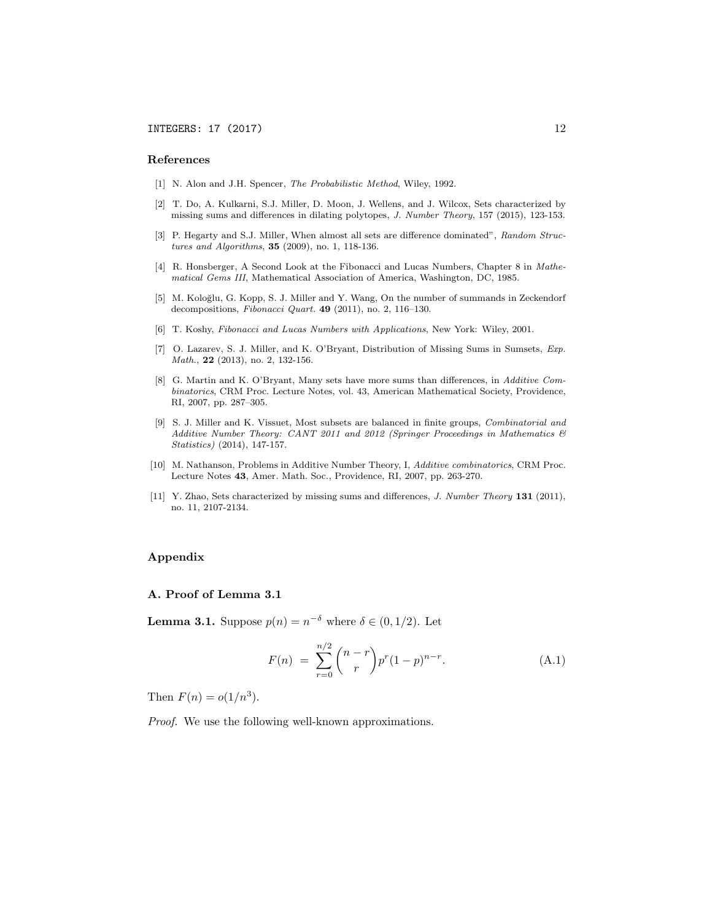## References

[1] N. Alon and J.H. Spencer, *The Probabilistic Method*, Wiley, 1992.

[2] T. Do, A. Kulkarni, S.J. Miller, D. Moon, J. Wellens, and J. Wilcox, Sets characterized by missing sums and differences in dilating polytopes, *J. Number Theory*, 157 (2015), 123-153.

[3] P. Hegarty and S.J. Miller, When almost all sets are difference dominated", *Random Structures and Algorithms*, **35** (2009), no. 1, 118-136.

[4] R. Honsberger, A Second Look at the Fibonacci and Lucas Numbers, Chapter 8 in *Mathematical Gems III*, Mathematical Association of America, Washington, DC, 1985.

[5] M. Koloğlu, G. Kopp, S. J. Miller and Y. Wang, On the number of summands in Zeckendorf decompositions, *Fibonacci Quart.* **49** (2011), no. 2, 116–130.

[6] T. Koshy, *Fibonacci and Lucas Numbers with Applications*, New York: Wiley, 2001.

[7] O. Lazarev, S. J. Miller, and K. O'Bryant, Distribution of Missing Sums in Sumsets, *Exp. Math.*, **22** (2013), no. 2, 132-156.

[8] G. Martin and K. O'Bryant, Many sets have more sums than differences, in *Additive Combinatorics*, CRM Proc. Lecture Notes, vol. 43, American Mathematical Society, Providence, RI, 2007, pp. 287–305.

[9] S. J. Miller and K. Vissuet, Most subsets are balanced in finite groups, *Combinatorial and Additive Number Theory: CANT 2011 and 2012 (Springer Proceedings in Mathematics & Statistics)* (2014), 147-157.

[10] M. Nathanson, Problems in Additive Number Theory, I, *Additive combinatorics*, CRM Proc. Lecture Notes **43**, Amer. Math. Soc., Providence, RI, 2007, pp. 263-270.

[11] Y. Zhao, Sets characterized by missing sums and differences, *J. Number Theory* **131** (2011), no. 11, 2107-2134.

## Appendix

### A. Proof of Lemma 3.1

**Lemma 3.1.** Suppose $p(n) = n^{-\delta}$ where $\delta \in (0, 1/2)$. Let

$$F(n) \ = \ \sum_{r=0}^{n/2} \binom{n-r}{r} p^r (1-p)^{n-r}. \tag{A.1}$$

Then $F(n) = o(1/n^3)$.

*Proof.* We use the following well-known approximations.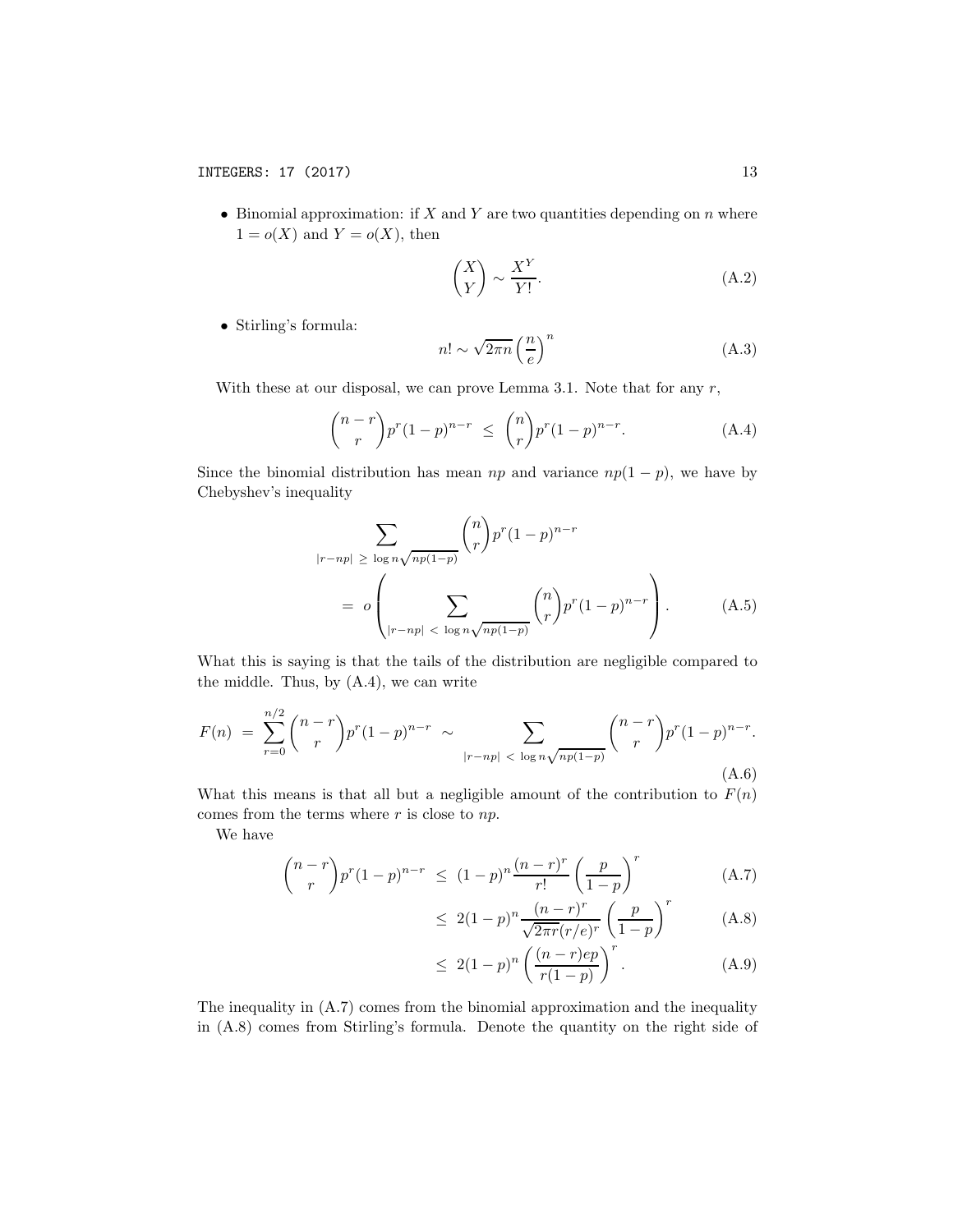- Binomial approximation: if $X$ and $Y$ are two quantities depending on $n$ where $1 = o(X)$ and $Y = o(X)$, then

$$\binom{X}{Y} \sim \frac{X^Y}{Y!}. \tag{A.2}$$

- Stirling's formula:

$$n! \sim \sqrt{2\pi n}\left(\frac{n}{e}\right)^n \tag{A.3}$$

With these at our disposal, we can prove Lemma 3.1. Note that for any $r$,

$$\binom{n-r}{r} p^r (1-p)^{n-r} \;\le\; \binom{n}{r} p^r (1-p)^{n-r}. \tag{A.4}$$

Since the binomial distribution has mean $np$ and variance $np(1-p)$, we have by Chebyshev's inequality

$$\begin{aligned}
&\sum_{|r-np| \;\ge\; \log n \sqrt{np(1-p)}} \binom{n}{r} p^r (1-p)^{n-r} \\
&\quad = \; o\left( \sum_{|r-np| \;<\; \log n \sqrt{np(1-p)}} \binom{n}{r} p^r (1-p)^{n-r} \right).
\end{aligned} \tag{A.5}$$

What this is saying is that the tails of the distribution are negligible compared to the middle. Thus, by (A.4), we can write

$$F(n) \;=\; \sum_{r=0}^{n/2} \binom{n-r}{r} p^r (1-p)^{n-r} \;\sim\; \sum_{|r-np| \;<\; \log n \sqrt{np(1-p)}} \binom{n-r}{r} p^r (1-p)^{n-r}. \tag{A.6}$$

What this means is that all but a negligible amount of the contribution to $F(n)$ comes from the terms where $r$ is close to $np$.

We have

$$\begin{aligned}
\binom{n-r}{r} p^r (1-p)^{n-r} \;&\le\; (1-p)^n \frac{(n-r)^r}{r!}\left(\frac{p}{1-p}\right)^r && \text{(A.7)} \\
&\le\; 2(1-p)^n \frac{(n-r)^r}{\sqrt{2\pi r}(r/e)^r}\left(\frac{p}{1-p}\right)^r && \text{(A.8)} \\
&\le\; 2(1-p)^n \left(\frac{(n-r)ep}{r(1-p)}\right)^r. && \text{(A.9)}
\end{aligned}$$

The inequality in (A.7) comes from the binomial approximation and the inequality in (A.8) comes from Stirling's formula. Denote the quantity on the right side of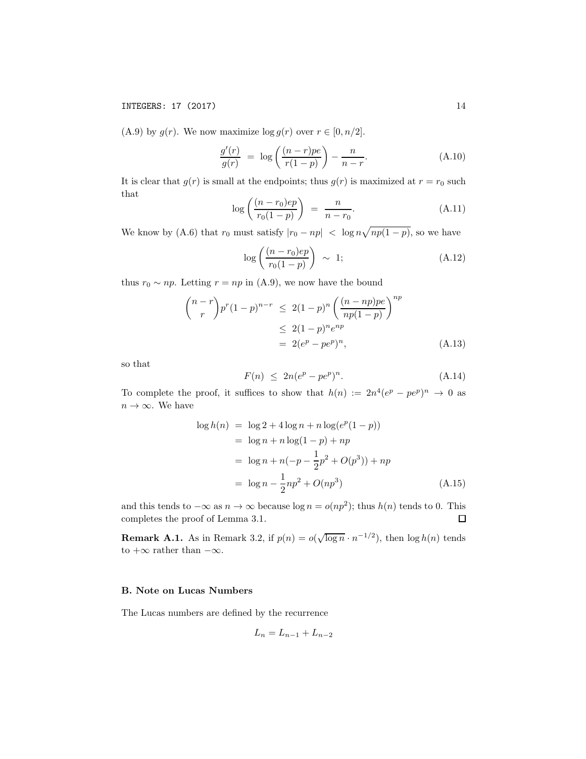(A.9) by $g(r)$. We now maximize $\log g(r)$ over $r \in [0, n/2]$.

$$\frac{g'(r)}{g(r)} \;=\; \log\left(\frac{(n-r)pe}{r(1-p)}\right) - \frac{n}{n-r}. \tag{A.10}$$

It is clear that $g(r)$ is small at the endpoints; thus $g(r)$ is maximized at $r = r_0$ such that

$$\log\left(\frac{(n-r_0)ep}{r_0(1-p)}\right) \;=\; \frac{n}{n-r_0}. \tag{A.11}$$

We know by (A.6) that $r_0$ must satisfy $|r_0 - np| \;<\; \log n\sqrt{np(1-p)}$, so we have

$$\log\left(\frac{(n-r_0)ep}{r_0(1-p)}\right) \;\sim\; 1; \tag{A.12}$$

thus $r_0 \sim np$. Letting $r = np$ in (A.9), we now have the bound

$$\begin{aligned}
\binom{n-r}{r}p^r(1-p)^{n-r} \;&\leq\; 2(1-p)^n\left(\frac{(n-np)pe}{np(1-p)}\right)^{np} \\
&\leq\; 2(1-p)^n e^{np} \\
&=\; 2(e^p - pe^p)^n,
\end{aligned} \tag{A.13}$$

so that

$$F(n) \;\leq\; 2n(e^p - pe^p)^n. \tag{A.14}$$

To complete the proof, it suffices to show that $h(n) := 2n^4(e^p - pe^p)^n \to 0$ as $n \to \infty$. We have

$$\begin{aligned}
\log h(n) \;&=\; \log 2 + 4\log n + n\log(e^p(1-p)) \\
&=\; \log n + n\log(1-p) + np \\
&=\; \log n + n(-p - \frac{1}{2}p^2 + O(p^3)) + np \\
&=\; \log n - \frac{1}{2}np^2 + O(np^3)
\end{aligned} \tag{A.15}$$

and this tends to $-\infty$ as $n \to \infty$ because $\log n = o(np^2)$; thus $h(n)$ tends to 0. This completes the proof of Lemma 3.1. $\square$

**Remark A.1.** As in Remark 3.2, if $p(n) = o(\sqrt{\log n} \cdot n^{-1/2})$, then $\log h(n)$ tends to $+\infty$ rather than $-\infty$.

## B. Note on Lucas Numbers

The Lucas numbers are defined by the recurrence

$$L_n = L_{n-1} + L_{n-2}$$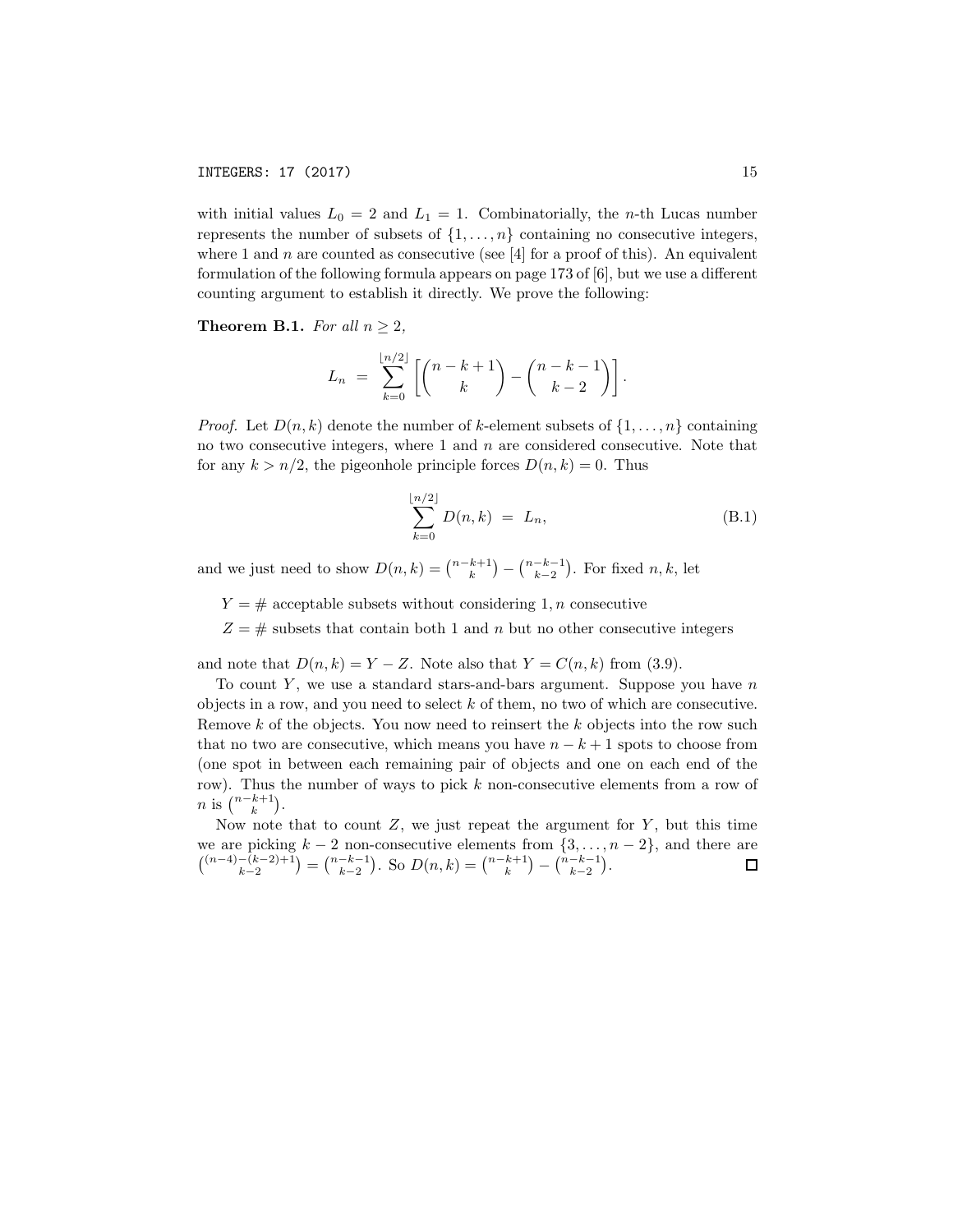with initial values $L_0 = 2$ and $L_1 = 1$. Combinatorially, the $n$-th Lucas number represents the number of subsets of $\{1, \ldots, n\}$ containing no consecutive integers, where 1 and $n$ are counted as consecutive (see [4] for a proof of this). An equivalent formulation of the following formula appears on page 173 of [6], but we use a different counting argument to establish it directly. We prove the following:

**Theorem B.1.** *For all $n \geq 2$,*

$$L_n \;=\; \sum_{k=0}^{\lfloor n/2 \rfloor} \left[ \binom{n-k+1}{k} - \binom{n-k-1}{k-2} \right].$$

*Proof.* Let $D(n,k)$ denote the number of $k$-element subsets of $\{1, \ldots, n\}$ containing no two consecutive integers, where 1 and $n$ are considered consecutive. Note that for any $k > n/2$, the pigeonhole principle forces $D(n,k) = 0$. Thus

$$\sum_{k=0}^{\lfloor n/2 \rfloor} D(n,k) \;=\; L_n, \tag{B.1}$$

and we just need to show $D(n,k) = \binom{n-k+1}{k} - \binom{n-k-1}{k-2}$. For fixed $n, k$, let

$Y =$ # acceptable subsets without considering $1, n$ consecutive

$Z =$ # subsets that contain both 1 and $n$ but no other consecutive integers

and note that $D(n,k) = Y - Z$. Note also that $Y = C(n,k)$ from (3.9).

To count $Y$, we use a standard stars-and-bars argument. Suppose you have $n$ objects in a row, and you need to select $k$ of them, no two of which are consecutive. Remove $k$ of the objects. You now need to reinsert the $k$ objects into the row such that no two are consecutive, which means you have $n - k + 1$ spots to choose from (one spot in between each remaining pair of objects and one on each end of the row). Thus the number of ways to pick $k$ non-consecutive elements from a row of $n$ is $\binom{n-k+1}{k}$.

Now note that to count $Z$, we just repeat the argument for $Y$, but this time we are picking $k - 2$ non-consecutive elements from $\{3, \ldots, n-2\}$, and there are $\binom{(n-4)-(k-2)+1}{k-2} = \binom{n-k-1}{k-2}$. So $D(n,k) = \binom{n-k+1}{k} - \binom{n-k-1}{k-2}$. □